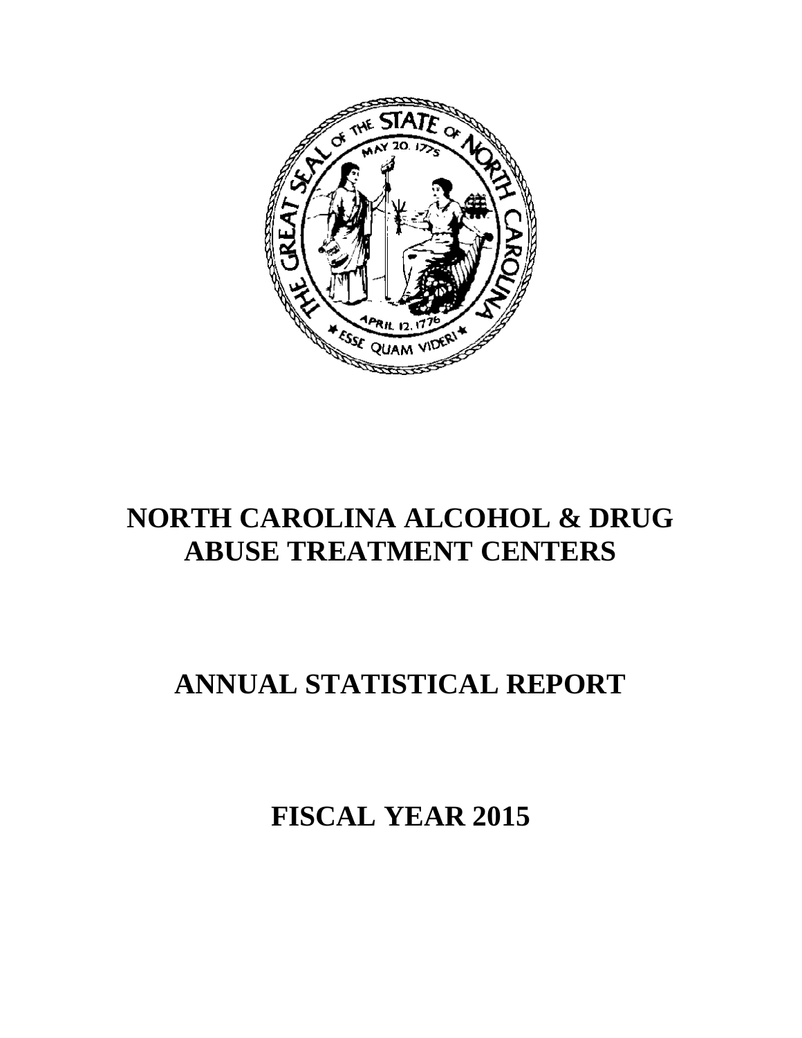# NORTH CAROLINA ALCOHOL & DRUG ABUSE TREATMENT CENTERS

# ANNUAL STATISTICAL REPORT

# FISCAL YEAR 2015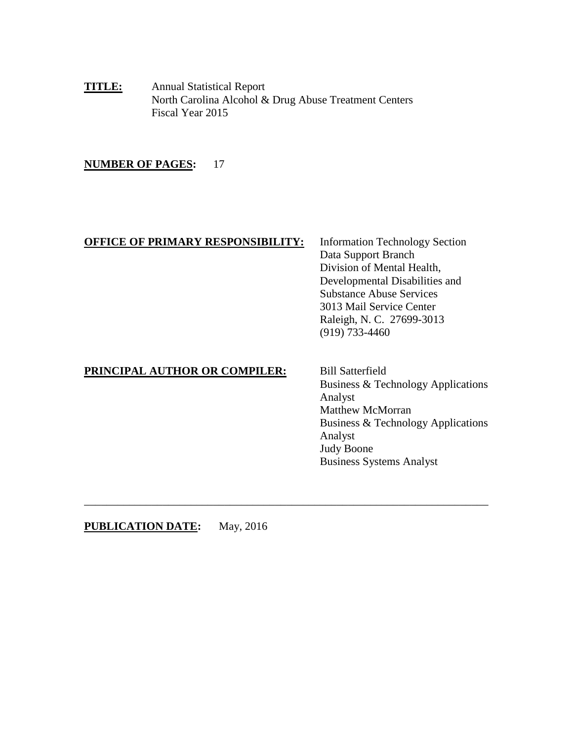**TITLE:** Annual Statistical Report
North Carolina Alcohol & Drug Abuse Treatment Centers
Fiscal Year 2015

**NUMBER OF PAGES:** 17

**OFFICE OF PRIMARY RESPONSIBILITY:**

Information Technology Section
Data Support Branch
Division of Mental Health,
Developmental Disabilities and
Substance Abuse Services
3013 Mail Service Center
Raleigh, N. C. 27699-3013
(919) 733-4460

**PRINCIPAL AUTHOR OR COMPILER:**

Bill Satterfield
Business & Technology Applications Analyst
Matthew McMorran
Business & Technology Applications Analyst
Judy Boone
Business Systems Analyst

---

**PUBLICATION DATE:** May, 2016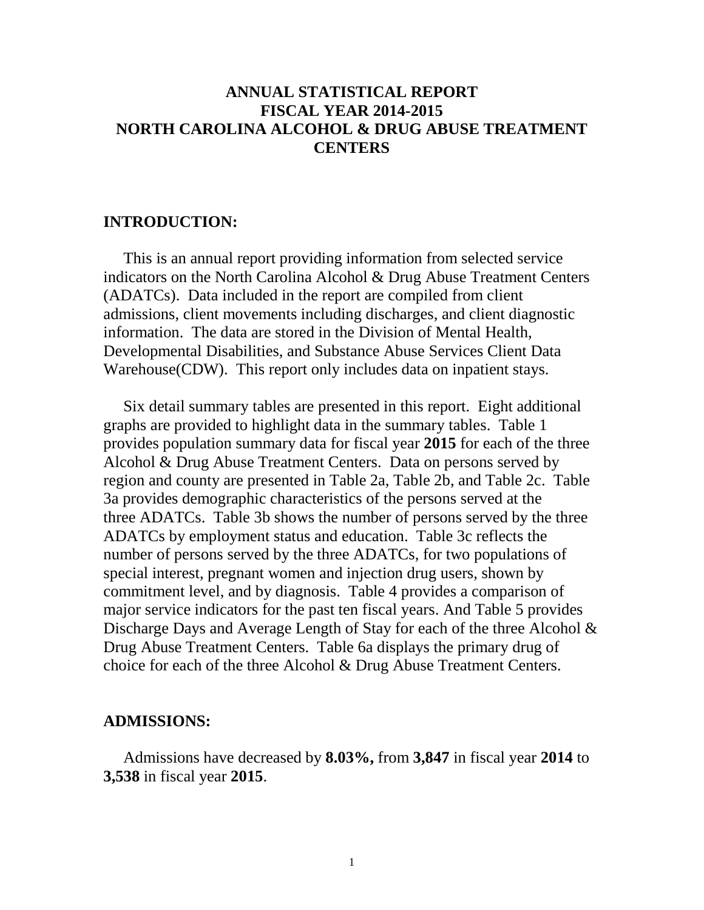# ANNUAL STATISTICAL REPORT
# FISCAL YEAR 2014-2015
# NORTH CAROLINA ALCOHOL & DRUG ABUSE TREATMENT CENTERS

## INTRODUCTION:

This is an annual report providing information from selected service indicators on the North Carolina Alcohol & Drug Abuse Treatment Centers (ADATCs). Data included in the report are compiled from client admissions, client movements including discharges, and client diagnostic information. The data are stored in the Division of Mental Health, Developmental Disabilities, and Substance Abuse Services Client Data Warehouse(CDW). This report only includes data on inpatient stays.

Six detail summary tables are presented in this report. Eight additional graphs are provided to highlight data in the summary tables. Table 1 provides population summary data for fiscal year **2015** for each of the three Alcohol & Drug Abuse Treatment Centers. Data on persons served by region and county are presented in Table 2a, Table 2b, and Table 2c. Table 3a provides demographic characteristics of the persons served at the three ADATCs. Table 3b shows the number of persons served by the three ADATCs by employment status and education. Table 3c reflects the number of persons served by the three ADATCs, for two populations of special interest, pregnant women and injection drug users, shown by commitment level, and by diagnosis. Table 4 provides a comparison of major service indicators for the past ten fiscal years. And Table 5 provides Discharge Days and Average Length of Stay for each of the three Alcohol & Drug Abuse Treatment Centers. Table 6a displays the primary drug of choice for each of the three Alcohol & Drug Abuse Treatment Centers.

## ADMISSIONS:

Admissions have decreased by **8.03%,** from **3,847** in fiscal year **2014** to **3,538** in fiscal year **2015**.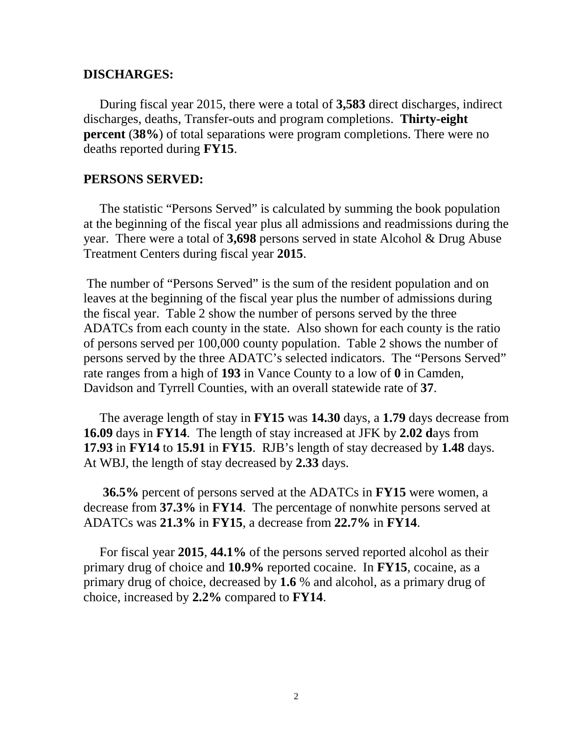## DISCHARGES:

During fiscal year 2015, there were a total of **3,583** direct discharges, indirect discharges, deaths, Transfer-outs and program completions. **Thirty-eight percent** (**38%**) of total separations were program completions. There were no deaths reported during **FY15**.

## PERSONS SERVED:

The statistic "Persons Served" is calculated by summing the book population at the beginning of the fiscal year plus all admissions and readmissions during the year. There were a total of **3,698** persons served in state Alcohol & Drug Abuse Treatment Centers during fiscal year **2015**.

The number of "Persons Served" is the sum of the resident population and on leaves at the beginning of the fiscal year plus the number of admissions during the fiscal year. Table 2 show the number of persons served by the three ADATCs from each county in the state. Also shown for each county is the ratio of persons served per 100,000 county population. Table 2 shows the number of persons served by the three ADATC's selected indicators. The "Persons Served" rate ranges from a high of **193** in Vance County to a low of **0** in Camden, Davidson and Tyrrell Counties, with an overall statewide rate of **37**.

The average length of stay in **FY15** was **14.30** days, a **1.79** days decrease from **16.09** days in **FY14**. The length of stay increased at JFK by **2.02 d**ays from **17.93** in **FY14** to **15.91** in **FY15**. RJB's length of stay decreased by **1.48** days. At WBJ, the length of stay decreased by **2.33** days.

**36.5%** percent of persons served at the ADATCs in **FY15** were women, a decrease from **37.3%** in **FY14**. The percentage of nonwhite persons served at ADATCs was **21.3%** in **FY15**, a decrease from **22.7%** in **FY14**.

For fiscal year **2015**, **44.1%** of the persons served reported alcohol as their primary drug of choice and **10.9%** reported cocaine. In **FY15**, cocaine, as a primary drug of choice, decreased by **1.6** % and alcohol, as a primary drug of choice, increased by **2.2%** compared to **FY14**.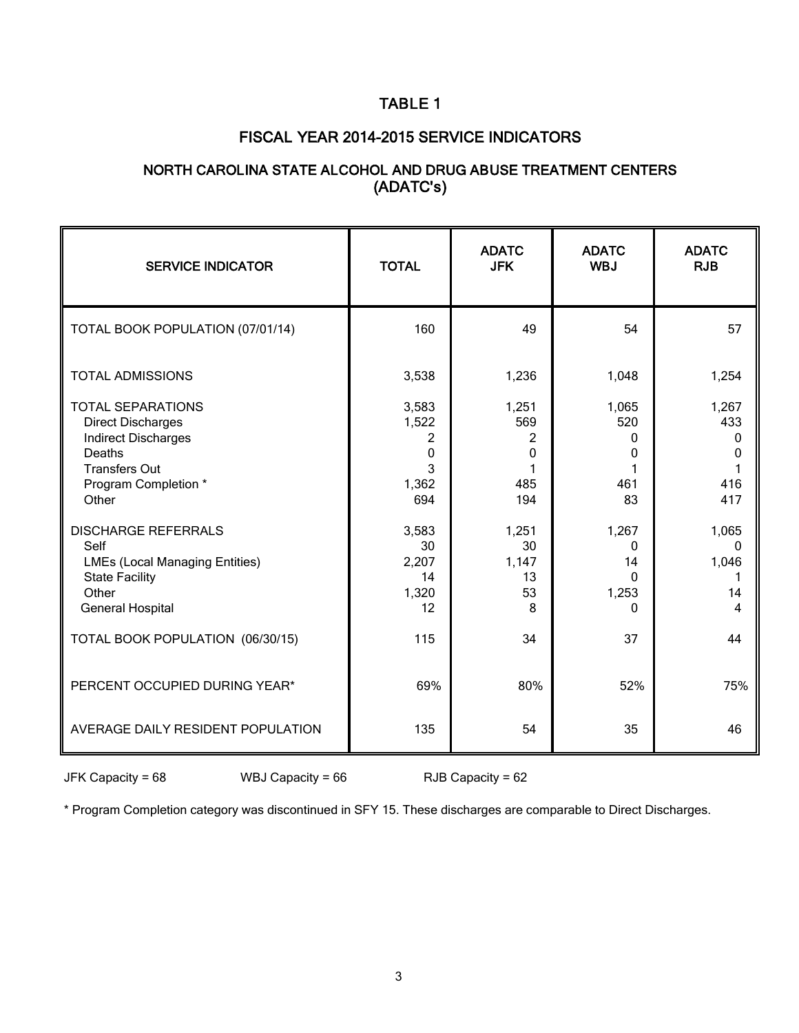# TABLE 1

## FISCAL YEAR 2014-2015 SERVICE INDICATORS

### NORTH CAROLINA STATE ALCOHOL AND DRUG ABUSE TREATMENT CENTERS (ADATC's)

| SERVICE INDICATOR | TOTAL | ADATC JFK | ADATC WBJ | ADATC RJB |
|---|---|---|---|---|
| TOTAL BOOK POPULATION (07/01/14) | 160 | 49 | 54 | 57 |
| TOTAL ADMISSIONS | 3,538 | 1,236 | 1,048 | 1,254 |
| TOTAL SEPARATIONS | 3,583 | 1,251 | 1,065 | 1,267 |
| Direct Discharges | 1,522 | 569 | 520 | 433 |
| Indirect Discharges | 2 | 2 | 0 | 0 |
| Deaths | 0 | 0 | 0 | 0 |
| Transfers Out | 3 | 1 | 1 | 1 |
| Program Completion * | 1,362 | 485 | 461 | 416 |
| Other | 694 | 194 | 83 | 417 |
| DISCHARGE REFERRALS | 3,583 | 1,251 | 1,267 | 1,065 |
| Self | 30 | 30 | 0 | 0 |
| LMEs (Local Managing Entities) | 2,207 | 1,147 | 14 | 1,046 |
| State Facility | 14 | 13 | 0 | 1 |
| Other | 1,320 | 53 | 1,253 | 14 |
| General Hospital | 12 | 8 | 0 | 4 |
| TOTAL BOOK POPULATION (06/30/15) | 115 | 34 | 37 | 44 |
| PERCENT OCCUPIED DURING YEAR* | 69% | 80% | 52% | 75% |
| AVERAGE DAILY RESIDENT POPULATION | 135 | 54 | 35 | 46 |

JFK Capacity = 68 WBJ Capacity = 66 RJB Capacity = 62

* Program Completion category was discontinued in SFY 15. These discharges are comparable to Direct Discharges.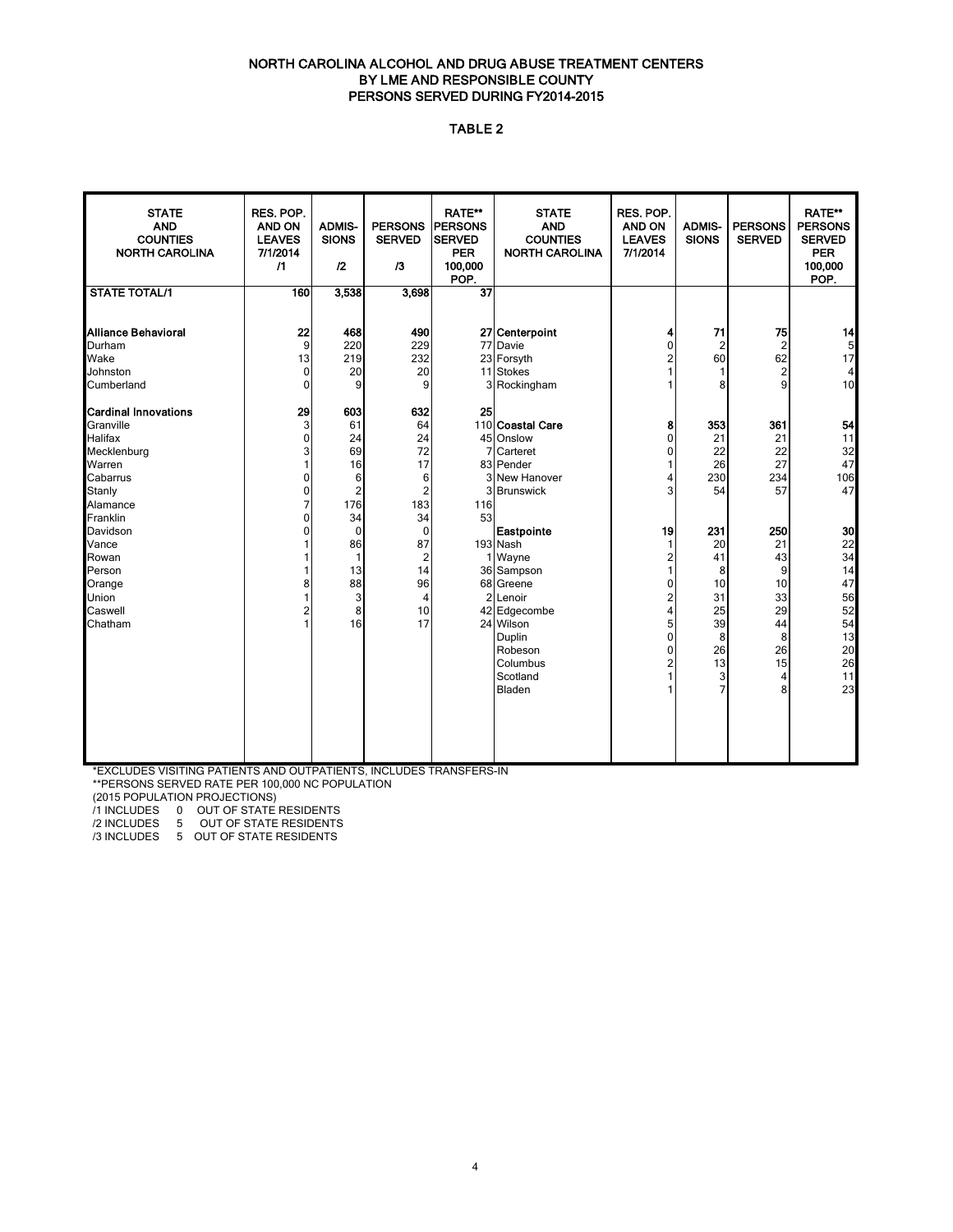# NORTH CAROLINA ALCOHOL AND DRUG ABUSE TREATMENT CENTERS
## BY LME AND RESPONSIBLE COUNTY
## PERSONS SERVED DURING FY2014-2015

### TABLE 2

| STATE AND COUNTIES NORTH CAROLINA | RES. POP. AND ON LEAVES 7/1/2014 /1 | ADMIS-SIONS /2 | PERSONS SERVED /3 | RATE** PERSONS SERVED PER 100,000 POP. | STATE AND COUNTIES NORTH CAROLINA | RES. POP. AND ON LEAVES 7/1/2014 | ADMIS-SIONS | PERSONS SERVED | RATE** PERSONS SERVED PER 100,000 POP. |
|---|---|---|---|---|---|---|---|---|---|
| **STATE TOTAL/1** | **160** | **3,538** | **3,698** | **37** | | | | | |
| | | | | | | | | | |
| **Alliance Behavioral** | **22** | **468** | **490** | **27** | **Centerpoint** | **4** | **71** | **75** | **14** |
| Durham | 9 | 220 | 229 | 77 | Davie | 0 | 2 | 2 | 5 |
| Wake | 13 | 219 | 232 | 23 | Forsyth | 2 | 60 | 62 | 17 |
| Johnston | 0 | 20 | 20 | 11 | Stokes | 1 | 1 | 2 | 4 |
| Cumberland | 0 | 9 | 9 | 3 | Rockingham | 1 | 8 | 9 | 10 |
| | | | | | | | | | |
| **Cardinal Innovations** | **29** | **603** | **632** | **25** | | | | | |
| Granville | 3 | 61 | 64 | 110 | **Coastal Care** | **8** | **353** | **361** | **54** |
| Halifax | 0 | 24 | 24 | 45 | Onslow | 0 | 21 | 21 | 11 |
| Mecklenburg | 3 | 69 | 72 | 7 | Carteret | 0 | 22 | 22 | 32 |
| Warren | 1 | 16 | 17 | 83 | Pender | 1 | 26 | 27 | 47 |
| Cabarrus | 0 | 6 | 6 | 3 | New Hanover | 4 | 230 | 234 | 106 |
| Stanly | 0 | 2 | 2 | 3 | Brunswick | 3 | 54 | 57 | 47 |
| Alamance | 7 | 176 | 183 | 116 | | | | | |
| Franklin | 0 | 34 | 34 | 53 | | | | | |
| Davidson | 0 | 0 | 0 | | **Eastpointe** | **19** | **231** | **250** | **30** |
| Vance | 1 | 86 | 87 | 193 | Nash | 1 | 20 | 21 | 22 |
| Rowan | 1 | 1 | 2 | 1 | Wayne | 2 | 41 | 43 | 34 |
| Person | 1 | 13 | 14 | 36 | Sampson | 1 | 8 | 9 | 14 |
| Orange | 8 | 88 | 96 | 68 | Greene | 0 | 10 | 10 | 47 |
| Union | 1 | 3 | 4 | 2 | Lenoir | 2 | 31 | 33 | 56 |
| Caswell | 2 | 8 | 10 | 42 | Edgecombe | 4 | 25 | 29 | 52 |
| Chatham | 1 | 16 | 17 | 24 | Wilson | 5 | 39 | 44 | 54 |
| | | | | | Duplin | 0 | 8 | 8 | 13 |
| | | | | | Robeson | 0 | 26 | 26 | 20 |
| | | | | | Columbus | 2 | 13 | 15 | 26 |
| | | | | | Scotland | 1 | 3 | 4 | 11 |
| | | | | | Bladen | 1 | 7 | 8 | 23 |

*EXCLUDES VISITING PATIENTS AND OUTPATIENTS, INCLUDES TRANSFERS-IN

**PERSONS SERVED RATE PER 100,000 NC POPULATION

(2015 POPULATION PROJECTIONS)

/1 INCLUDES 0 OUT OF STATE RESIDENTS

/2 INCLUDES 5 OUT OF STATE RESIDENTS

/3 INCLUDES 5 OUT OF STATE RESIDENTS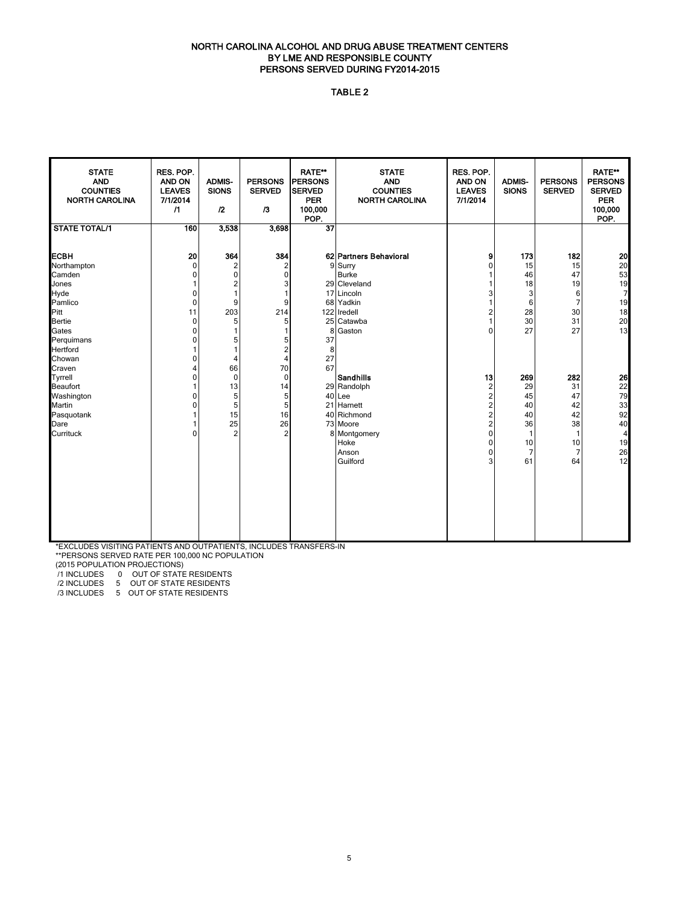# NORTH CAROLINA ALCOHOL AND DRUG ABUSE TREATMENT CENTERS
## BY LME AND RESPONSIBLE COUNTY
## PERSONS SERVED DURING FY2014-2015

TABLE 2

| STATE AND COUNTIES NORTH CAROLINA | RES. POP. AND ON LEAVES 7/1/2014 /1 | ADMIS- SIONS /2 | PERSONS SERVED /3 | RATE** PERSONS SERVED PER 100,000 POP. | STATE AND COUNTIES NORTH CAROLINA | RES. POP. AND ON LEAVES 7/1/2014 | ADMIS- SIONS | PERSONS SERVED | RATE** PERSONS SERVED PER 100,000 POP. |
|---|---|---|---|---|---|---|---|---|---|
| **STATE TOTAL/1** | **160** | **3,538** | **3,698** | **37** | | | | | |
| **ECBH** | **20** | **364** | **384** | **62** | **Partners Behavioral** | **9** | **173** | **182** | **20** |
| Northampton | 0 | 2 | 2 | 9 | Surry | 0 | 15 | 15 | 20 |
| Camden | 0 | 0 | 0 | | Burke | 1 | 46 | 47 | 53 |
| Jones | 1 | 2 | 3 | 29 | Cleveland | 1 | 18 | 19 | 19 |
| Hyde | 0 | 1 | 1 | 17 | Lincoln | 3 | 3 | 6 | 7 |
| Pamlico | 0 | 9 | 9 | 68 | Yadkin | 1 | 6 | 7 | 19 |
| Pitt | 11 | 203 | 214 | 122 | Iredell | 2 | 28 | 30 | 18 |
| Bertie | 0 | 5 | 5 | 25 | Catawba | 1 | 30 | 31 | 20 |
| Gates | 0 | 1 | 1 | 8 | Gaston | 0 | 27 | 27 | 13 |
| Perquimans | 0 | 5 | 5 | 37 | | | | | |
| Hertford | 1 | 1 | 2 | 8 | | | | | |
| Chowan | 0 | 4 | 4 | 27 | | | | | |
| Craven | 4 | 66 | 70 | 67 | | | | | |
| Tyrrell | 0 | 0 | 0 | | **Sandhills** | **13** | **269** | **282** | **26** |
| Beaufort | 1 | 13 | 14 | 29 | Randolph | 2 | 29 | 31 | 22 |
| Washington | 0 | 5 | 5 | 40 | Lee | 2 | 45 | 47 | 79 |
| Martin | 0 | 5 | 5 | 21 | Harnett | 2 | 40 | 42 | 33 |
| Pasquotank | 1 | 15 | 16 | 40 | Richmond | 2 | 40 | 42 | 92 |
| Dare | 1 | 25 | 26 | 73 | Moore | 2 | 36 | 38 | 40 |
| Currituck | 0 | 2 | 2 | 8 | Montgomery | 0 | 1 | 1 | 4 |
| | | | | | Hoke | 0 | 10 | 10 | 19 |
| | | | | | Anson | 0 | 7 | 7 | 26 |
| | | | | | Guilford | 3 | 61 | 64 | 12 |

*EXCLUDES VISITING PATIENTS AND OUTPATIENTS, INCLUDES TRANSFERS-IN
**PERSONS SERVED RATE PER 100,000 NC POPULATION
(2015 POPULATION PROJECTIONS)
/1 INCLUDES 0 OUT OF STATE RESIDENTS
/2 INCLUDES 5 OUT OF STATE RESIDENTS
/3 INCLUDES 5 OUT OF STATE RESIDENTS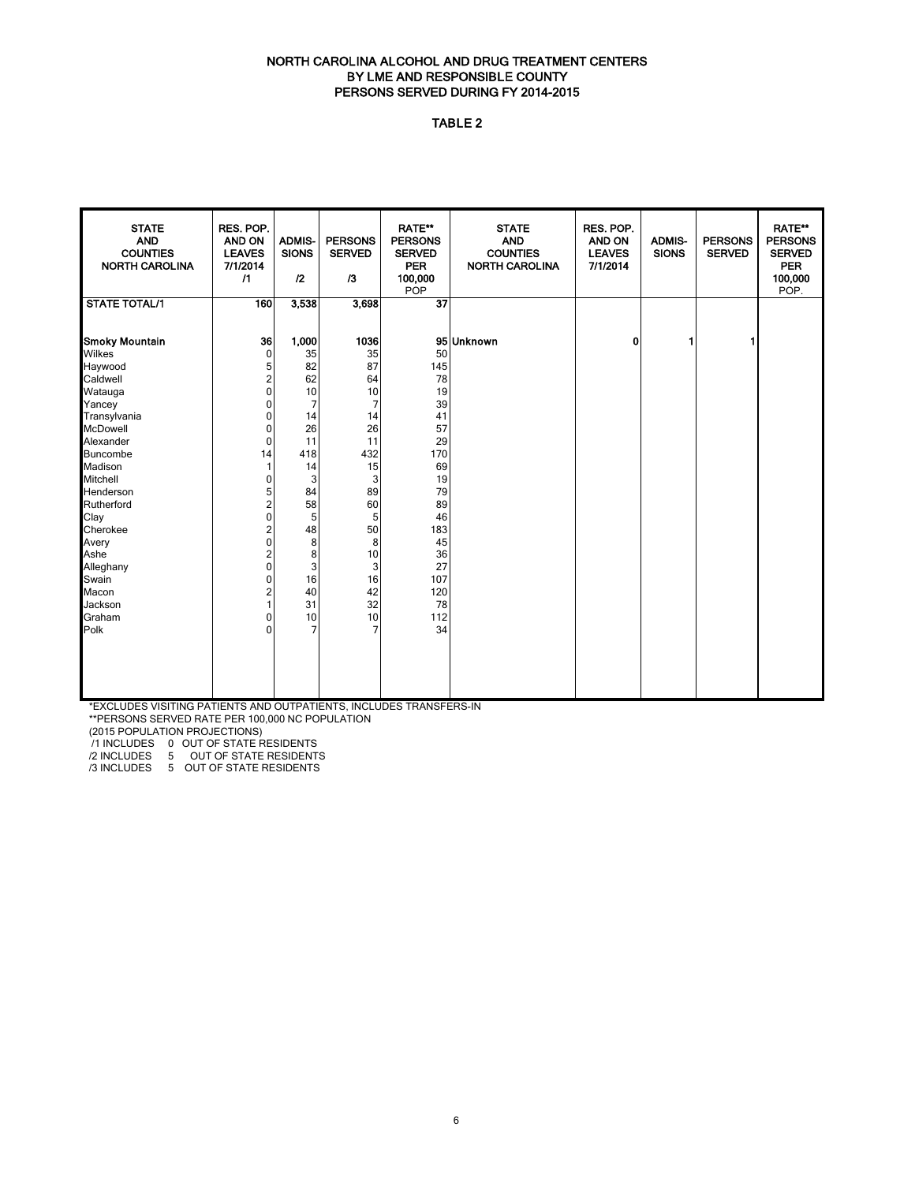# NORTH CAROLINA ALCOHOL AND DRUG TREATMENT CENTERS
## BY LME AND RESPONSIBLE COUNTY
## PERSONS SERVED DURING FY 2014-2015

### TABLE 2

| STATE AND COUNTIES NORTH CAROLINA | RES. POP. AND ON LEAVES 7/1/2014 /1 | ADMIS-SIONS /2 | PERSONS SERVED /3 | RATE** PERSONS SERVED PER 100,000 POP | STATE AND COUNTIES NORTH CAROLINA | RES. POP. AND ON LEAVES 7/1/2014 | ADMIS-SIONS | PERSONS SERVED | RATE** PERSONS SERVED PER 100,000 POP. |
|---|---|---|---|---|---|---|---|---|---|
| **STATE TOTAL/1** | **160** | **3,538** | **3,698** | **37** | | | | | |
| **Smoky Mountain** | **36** | **1,000** | **1036** | **95** | **Unknown** | **0** | **1** | **1** | |
| Wilkes | 0 | 35 | 35 | 50 | | | | | |
| Haywood | 5 | 82 | 87 | 145 | | | | | |
| Caldwell | 2 | 62 | 64 | 78 | | | | | |
| Watauga | 0 | 10 | 10 | 19 | | | | | |
| Yancey | 0 | 7 | 7 | 39 | | | | | |
| Transylvania | 0 | 14 | 14 | 41 | | | | | |
| McDowell | 0 | 26 | 26 | 57 | | | | | |
| Alexander | 0 | 11 | 11 | 29 | | | | | |
| Buncombe | 14 | 418 | 432 | 170 | | | | | |
| Madison | 1 | 14 | 15 | 69 | | | | | |
| Mitchell | 0 | 3 | 3 | 19 | | | | | |
| Henderson | 5 | 84 | 89 | 79 | | | | | |
| Rutherford | 2 | 58 | 60 | 89 | | | | | |
| Clay | 0 | 5 | 5 | 46 | | | | | |
| Cherokee | 2 | 48 | 50 | 183 | | | | | |
| Avery | 0 | 8 | 8 | 45 | | | | | |
| Ashe | 2 | 8 | 10 | 36 | | | | | |
| Alleghany | 0 | 3 | 3 | 27 | | | | | |
| Swain | 0 | 16 | 16 | 107 | | | | | |
| Macon | 2 | 40 | 42 | 120 | | | | | |
| Jackson | 1 | 31 | 32 | 78 | | | | | |
| Graham | 0 | 10 | 10 | 112 | | | | | |
| Polk | 0 | 7 | 7 | 34 | | | | | |

*EXCLUDES VISITING PATIENTS AND OUTPATIENTS, INCLUDES TRANSFERS-IN

**PERSONS SERVED RATE PER 100,000 NC POPULATION

(2015 POPULATION PROJECTIONS)

/1 INCLUDES 0 OUT OF STATE RESIDENTS

/2 INCLUDES 5 OUT OF STATE RESIDENTS

/3 INCLUDES 5 OUT OF STATE RESIDENTS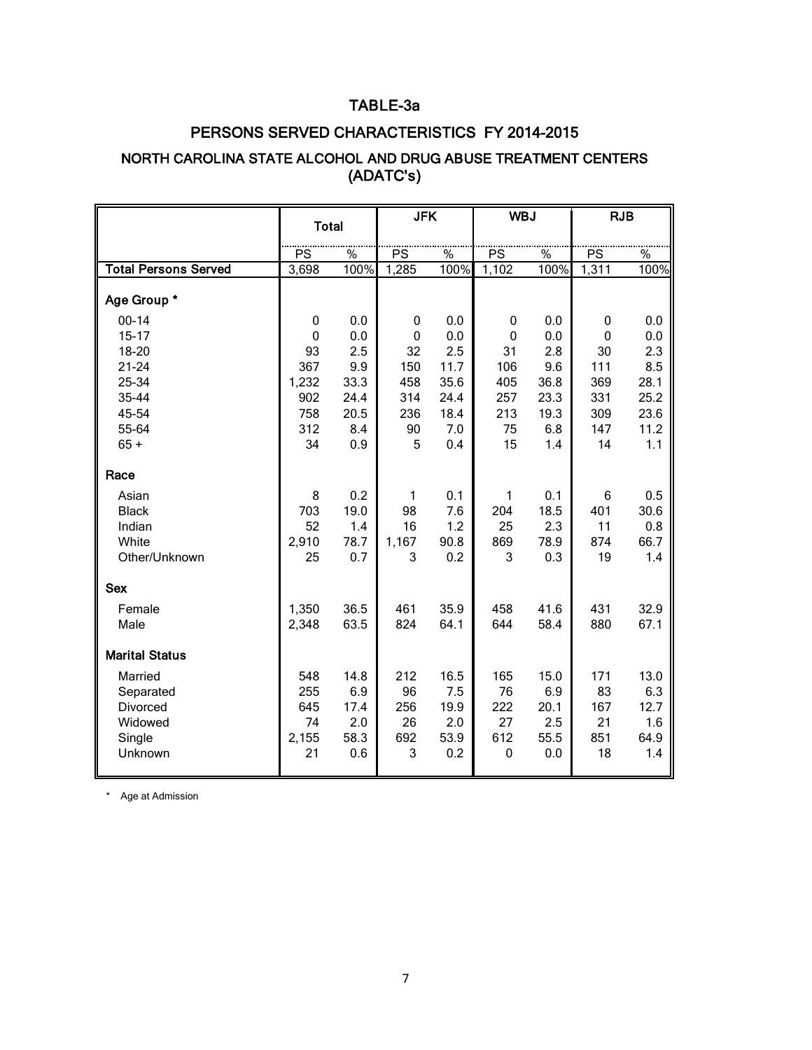# TABLE-3a

## PERSONS SERVED CHARACTERISTICS FY 2014-2015

### NORTH CAROLINA STATE ALCOHOL AND DRUG ABUSE TREATMENT CENTERS (ADATC's)

| | Total | | JFK | | WBJ | | RJB | |
|---|---|---|---|---|---|---|---|---|
| | PS | % | PS | % | PS | % | PS | % |
| **Total Persons Served** | 3,698 | 100% | 1,285 | 100% | 1,102 | 100% | 1,311 | 100% |
| **Age Group *** | | | | | | | | |
| 00-14 | 0 | 0.0 | 0 | 0.0 | 0 | 0.0 | 0 | 0.0 |
| 15-17 | 0 | 0.0 | 0 | 0.0 | 0 | 0.0 | 0 | 0.0 |
| 18-20 | 93 | 2.5 | 32 | 2.5 | 31 | 2.8 | 30 | 2.3 |
| 21-24 | 367 | 9.9 | 150 | 11.7 | 106 | 9.6 | 111 | 8.5 |
| 25-34 | 1,232 | 33.3 | 458 | 35.6 | 405 | 36.8 | 369 | 28.1 |
| 35-44 | 902 | 24.4 | 314 | 24.4 | 257 | 23.3 | 331 | 25.2 |
| 45-54 | 758 | 20.5 | 236 | 18.4 | 213 | 19.3 | 309 | 23.6 |
| 55-64 | 312 | 8.4 | 90 | 7.0 | 75 | 6.8 | 147 | 11.2 |
| 65 + | 34 | 0.9 | 5 | 0.4 | 15 | 1.4 | 14 | 1.1 |
| **Race** | | | | | | | | |
| Asian | 8 | 0.2 | 1 | 0.1 | 1 | 0.1 | 6 | 0.5 |
| Black | 703 | 19.0 | 98 | 7.6 | 204 | 18.5 | 401 | 30.6 |
| Indian | 52 | 1.4 | 16 | 1.2 | 25 | 2.3 | 11 | 0.8 |
| White | 2,910 | 78.7 | 1,167 | 90.8 | 869 | 78.9 | 874 | 66.7 |
| Other/Unknown | 25 | 0.7 | 3 | 0.2 | 3 | 0.3 | 19 | 1.4 |
| **Sex** | | | | | | | | |
| Female | 1,350 | 36.5 | 461 | 35.9 | 458 | 41.6 | 431 | 32.9 |
| Male | 2,348 | 63.5 | 824 | 64.1 | 644 | 58.4 | 880 | 67.1 |
| **Marital Status** | | | | | | | | |
| Married | 548 | 14.8 | 212 | 16.5 | 165 | 15.0 | 171 | 13.0 |
| Separated | 255 | 6.9 | 96 | 7.5 | 76 | 6.9 | 83 | 6.3 |
| Divorced | 645 | 17.4 | 256 | 19.9 | 222 | 20.1 | 167 | 12.7 |
| Widowed | 74 | 2.0 | 26 | 2.0 | 27 | 2.5 | 21 | 1.6 |
| Single | 2,155 | 58.3 | 692 | 53.9 | 612 | 55.5 | 851 | 64.9 |
| Unknown | 21 | 0.6 | 3 | 0.2 | 0 | 0.0 | 18 | 1.4 |

\* Age at Admission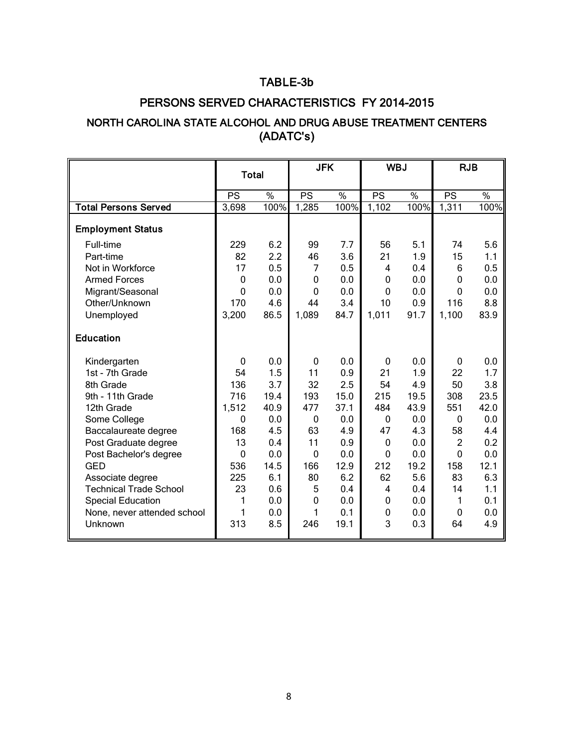# TABLE-3b

## PERSONS SERVED CHARACTERISTICS FY 2014-2015

## NORTH CAROLINA STATE ALCOHOL AND DRUG ABUSE TREATMENT CENTERS (ADATC's)

| | Total | | JFK | | WBJ | | RJB | |
|---|---|---|---|---|---|---|---|---|
| | PS | % | PS | % | PS | % | PS | % |
| **Total Persons Served** | 3,698 | 100% | 1,285 | 100% | 1,102 | 100% | 1,311 | 100% |
| **Employment Status** | | | | | | | | |
| Full-time | 229 | 6.2 | 99 | 7.7 | 56 | 5.1 | 74 | 5.6 |
| Part-time | 82 | 2.2 | 46 | 3.6 | 21 | 1.9 | 15 | 1.1 |
| Not in Workforce | 17 | 0.5 | 7 | 0.5 | 4 | 0.4 | 6 | 0.5 |
| Armed Forces | 0 | 0.0 | 0 | 0.0 | 0 | 0.0 | 0 | 0.0 |
| Migrant/Seasonal | 0 | 0.0 | 0 | 0.0 | 0 | 0.0 | 0 | 0.0 |
| Other/Unknown | 170 | 4.6 | 44 | 3.4 | 10 | 0.9 | 116 | 8.8 |
| Unemployed | 3,200 | 86.5 | 1,089 | 84.7 | 1,011 | 91.7 | 1,100 | 83.9 |
| **Education** | | | | | | | | |
| Kindergarten | 0 | 0.0 | 0 | 0.0 | 0 | 0.0 | 0 | 0.0 |
| 1st - 7th Grade | 54 | 1.5 | 11 | 0.9 | 21 | 1.9 | 22 | 1.7 |
| 8th Grade | 136 | 3.7 | 32 | 2.5 | 54 | 4.9 | 50 | 3.8 |
| 9th - 11th Grade | 716 | 19.4 | 193 | 15.0 | 215 | 19.5 | 308 | 23.5 |
| 12th Grade | 1,512 | 40.9 | 477 | 37.1 | 484 | 43.9 | 551 | 42.0 |
| Some College | 0 | 0.0 | 0 | 0.0 | 0 | 0.0 | 0 | 0.0 |
| Baccalaureate degree | 168 | 4.5 | 63 | 4.9 | 47 | 4.3 | 58 | 4.4 |
| Post Graduate degree | 13 | 0.4 | 11 | 0.9 | 0 | 0.0 | 2 | 0.2 |
| Post Bachelor's degree | 0 | 0.0 | 0 | 0.0 | 0 | 0.0 | 0 | 0.0 |
| GED | 536 | 14.5 | 166 | 12.9 | 212 | 19.2 | 158 | 12.1 |
| Associate degree | 225 | 6.1 | 80 | 6.2 | 62 | 5.6 | 83 | 6.3 |
| Technical Trade School | 23 | 0.6 | 5 | 0.4 | 4 | 0.4 | 14 | 1.1 |
| Special Education | 1 | 0.0 | 0 | 0.0 | 0 | 0.0 | 1 | 0.1 |
| None, never attended school | 1 | 0.0 | 1 | 0.1 | 0 | 0.0 | 0 | 0.0 |
| Unknown | 313 | 8.5 | 246 | 19.1 | 3 | 0.3 | 64 | 4.9 |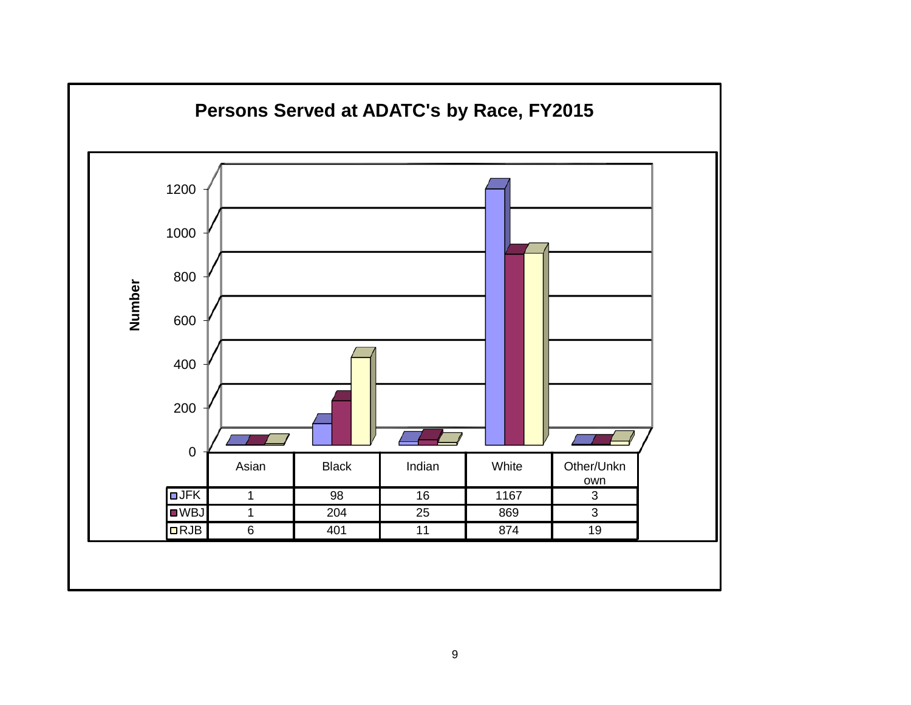## Persons Served at ADATC's by Race, FY2015

| | Asian | Black | Indian | White | Other/Unknown |
|---|---|---|---|---|---|
| JFK | 1 | 98 | 16 | 1167 | 3 |
| WBJ | 1 | 204 | 25 | 869 | 3 |
| RJB | 6 | 401 | 11 | 874 | 19 |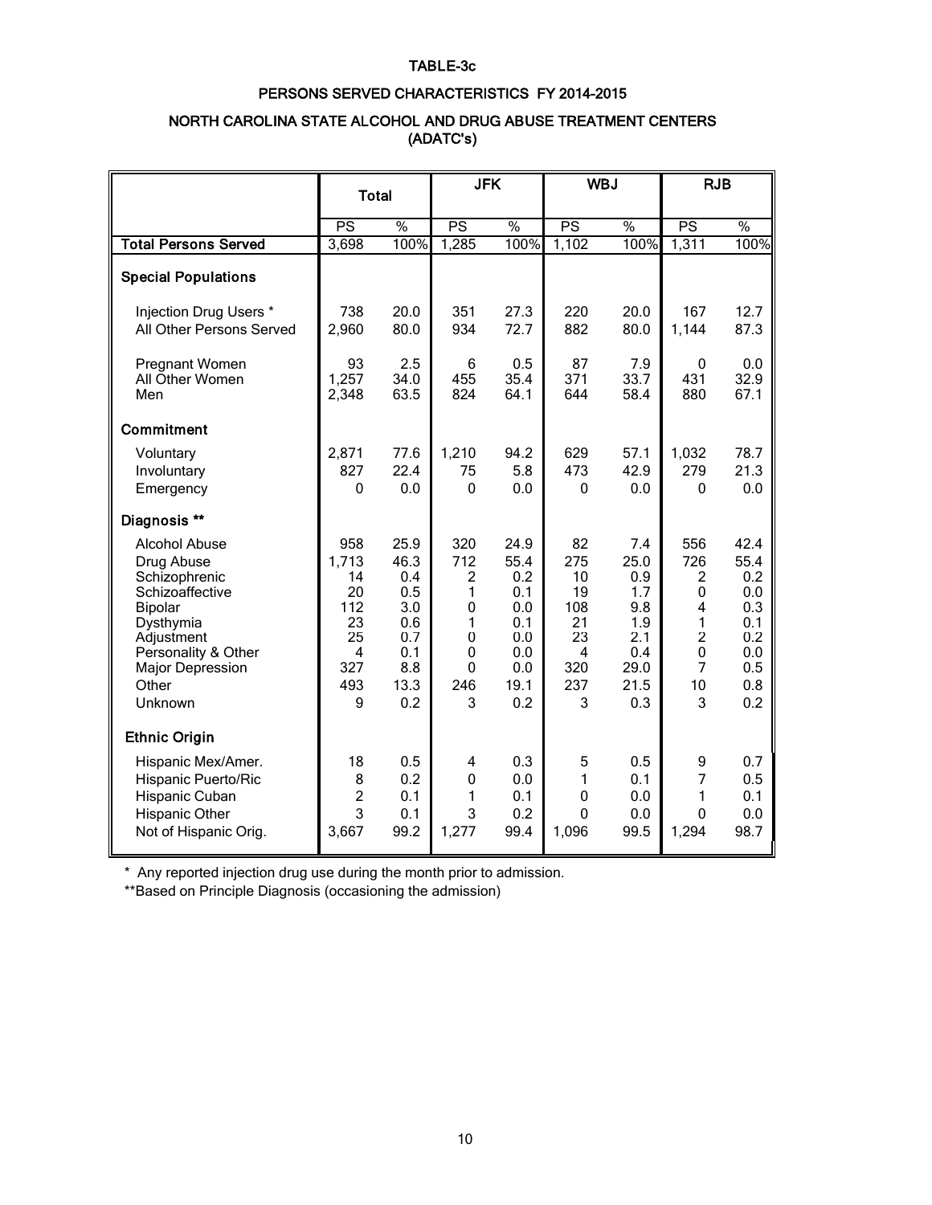TABLE-3c

PERSONS SERVED CHARACTERISTICS FY 2014-2015

NORTH CAROLINA STATE ALCOHOL AND DRUG ABUSE TREATMENT CENTERS (ADATC's)

| | Total | | JFK | | WBJ | | RJB | |
|---|---|---|---|---|---|---|---|---|
| | PS | % | PS | % | PS | % | PS | % |
| **Total Persons Served** | 3,698 | 100% | 1,285 | 100% | 1,102 | 100% | 1,311 | 100% |
| **Special Populations** | | | | | | | | |
| Injection Drug Users * | 738 | 20.0 | 351 | 27.3 | 220 | 20.0 | 167 | 12.7 |
| All Other Persons Served | 2,960 | 80.0 | 934 | 72.7 | 882 | 80.0 | 1,144 | 87.3 |
| Pregnant Women | 93 | 2.5 | 6 | 0.5 | 87 | 7.9 | 0 | 0.0 |
| All Other Women | 1,257 | 34.0 | 455 | 35.4 | 371 | 33.7 | 431 | 32.9 |
| Men | 2,348 | 63.5 | 824 | 64.1 | 644 | 58.4 | 880 | 67.1 |
| **Commitment** | | | | | | | | |
| Voluntary | 2,871 | 77.6 | 1,210 | 94.2 | 629 | 57.1 | 1,032 | 78.7 |
| Involuntary | 827 | 22.4 | 75 | 5.8 | 473 | 42.9 | 279 | 21.3 |
| Emergency | 0 | 0.0 | 0 | 0.0 | 0 | 0.0 | 0 | 0.0 |
| **Diagnosis \*\*** | | | | | | | | |
| Alcohol Abuse | 958 | 25.9 | 320 | 24.9 | 82 | 7.4 | 556 | 42.4 |
| Drug Abuse | 1,713 | 46.3 | 712 | 55.4 | 275 | 25.0 | 726 | 55.4 |
| Schizophrenic | 14 | 0.4 | 2 | 0.2 | 10 | 0.9 | 2 | 0.2 |
| Schizoaffective | 20 | 0.5 | 1 | 0.1 | 19 | 1.7 | 0 | 0.0 |
| Bipolar | 112 | 3.0 | 0 | 0.0 | 108 | 9.8 | 4 | 0.3 |
| Dysthymia | 23 | 0.6 | 1 | 0.1 | 21 | 1.9 | 1 | 0.1 |
| Adjustment | 25 | 0.7 | 0 | 0.0 | 23 | 2.1 | 2 | 0.2 |
| Personality & Other | 4 | 0.1 | 0 | 0.0 | 4 | 0.4 | 0 | 0.0 |
| Major Depression | 327 | 8.8 | 0 | 0.0 | 320 | 29.0 | 7 | 0.5 |
| Other | 493 | 13.3 | 246 | 19.1 | 237 | 21.5 | 10 | 0.8 |
| Unknown | 9 | 0.2 | 3 | 0.2 | 3 | 0.3 | 3 | 0.2 |
| **Ethnic Origin** | | | | | | | | |
| Hispanic Mex/Amer. | 18 | 0.5 | 4 | 0.3 | 5 | 0.5 | 9 | 0.7 |
| Hispanic Puerto/Ric | 8 | 0.2 | 0 | 0.0 | 1 | 0.1 | 7 | 0.5 |
| Hispanic Cuban | 2 | 0.1 | 1 | 0.1 | 0 | 0.0 | 1 | 0.1 |
| Hispanic Other | 3 | 0.1 | 3 | 0.2 | 0 | 0.0 | 0 | 0.0 |
| Not of Hispanic Orig. | 3,667 | 99.2 | 1,277 | 99.4 | 1,096 | 99.5 | 1,294 | 98.7 |

\* Any reported injection drug use during the month prior to admission.

\*\*Based on Principle Diagnosis (occasioning the admission)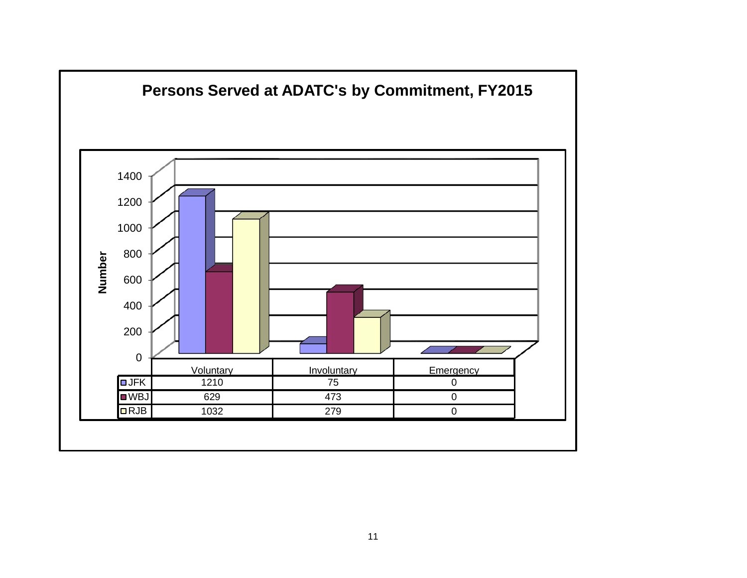## Persons Served at ADATC's by Commitment, FY2015

|  | Voluntary | Involuntary | Emergency |
|---|---|---|---|
| JFK | 1210 | 75 | 0 |
| WBJ | 629 | 473 | 0 |
| RJB | 1032 | 279 | 0 |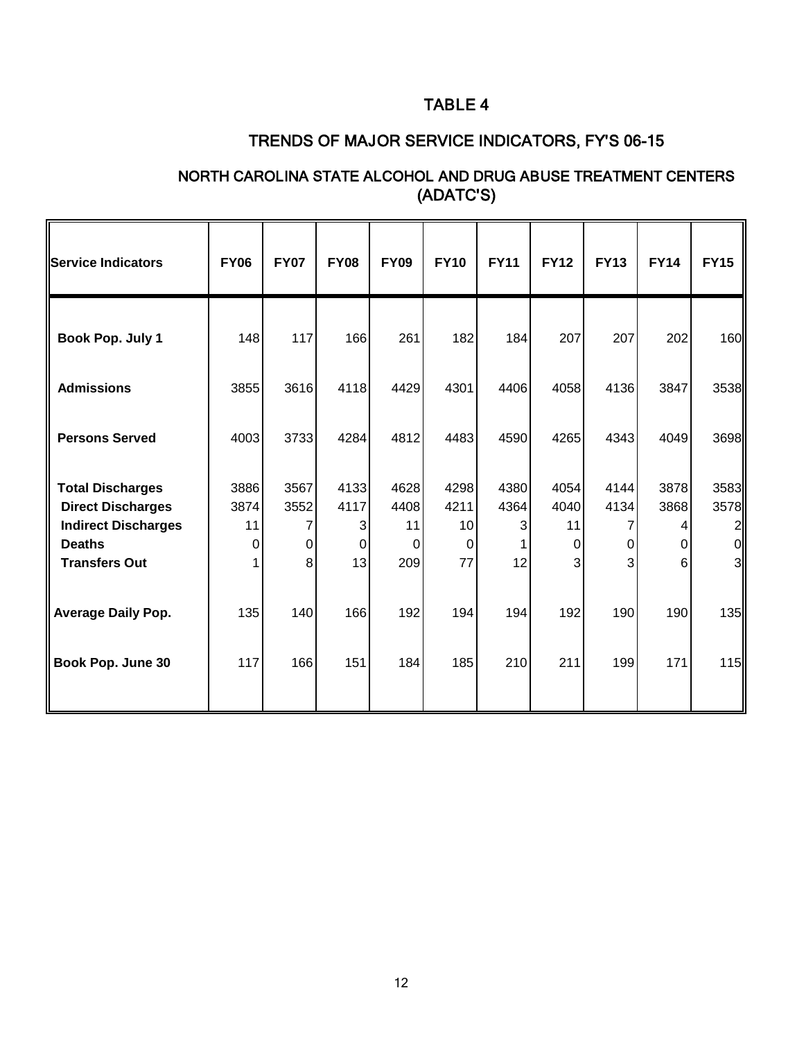# TABLE 4

## TRENDS OF MAJOR SERVICE INDICATORS, FY'S 06-15

### NORTH CAROLINA STATE ALCOHOL AND DRUG ABUSE TREATMENT CENTERS (ADATC'S)

| Service Indicators | FY06 | FY07 | FY08 | FY09 | FY10 | FY11 | FY12 | FY13 | FY14 | FY15 |
|---|---|---|---|---|---|---|---|---|---|---|
| **Book Pop. July 1** | 148 | 117 | 166 | 261 | 182 | 184 | 207 | 207 | 202 | 160 |
| **Admissions** | 3855 | 3616 | 4118 | 4429 | 4301 | 4406 | 4058 | 4136 | 3847 | 3538 |
| **Persons Served** | 4003 | 3733 | 4284 | 4812 | 4483 | 4590 | 4265 | 4343 | 4049 | 3698 |
| **Total Discharges** | 3886 | 3567 | 4133 | 4628 | 4298 | 4380 | 4054 | 4144 | 3878 | 3583 |
| **Direct Discharges** | 3874 | 3552 | 4117 | 4408 | 4211 | 4364 | 4040 | 4134 | 3868 | 3578 |
| **Indirect Discharges** | 11 | 7 | 3 | 11 | 10 | 3 | 11 | 7 | 4 | 2 |
| **Deaths** | 0 | 0 | 0 | 0 | 0 | 1 | 0 | 0 | 0 | 0 |
| **Transfers Out** | 1 | 8 | 13 | 209 | 77 | 12 | 3 | 3 | 6 | 3 |
| **Average Daily Pop.** | 135 | 140 | 166 | 192 | 194 | 194 | 192 | 190 | 190 | 135 |
| **Book Pop. June 30** | 117 | 166 | 151 | 184 | 185 | 210 | 211 | 199 | 171 | 115 |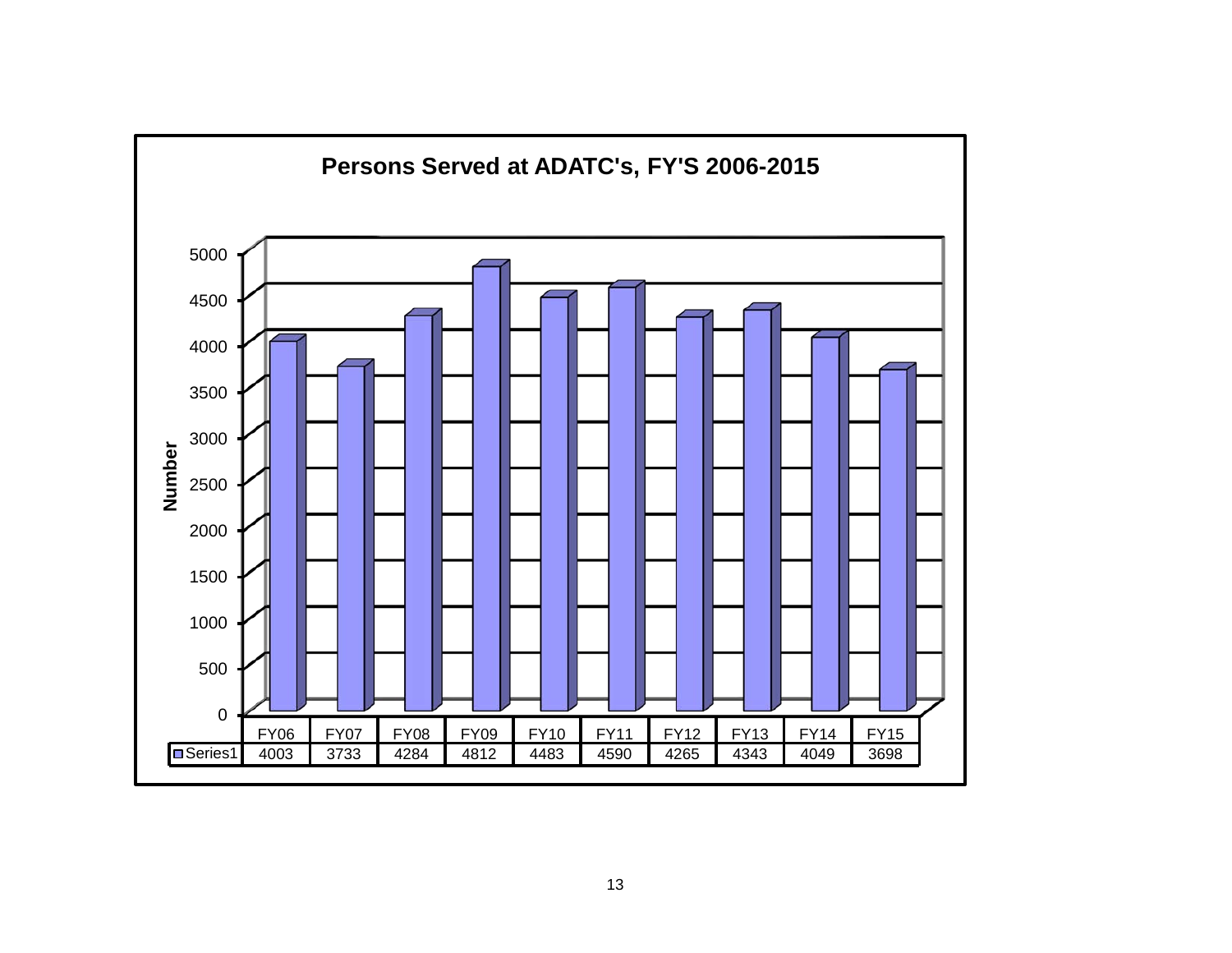**Persons Served at ADATC's, FY'S 2006-2015**

| | FY06 | FY07 | FY08 | FY09 | FY10 | FY11 | FY12 | FY13 | FY14 | FY15 |
|---|---|---|---|---|---|---|---|---|---|---|
| Series1 | 4003 | 3733 | 4284 | 4812 | 4483 | 4590 | 4265 | 4343 | 4049 | 3698 |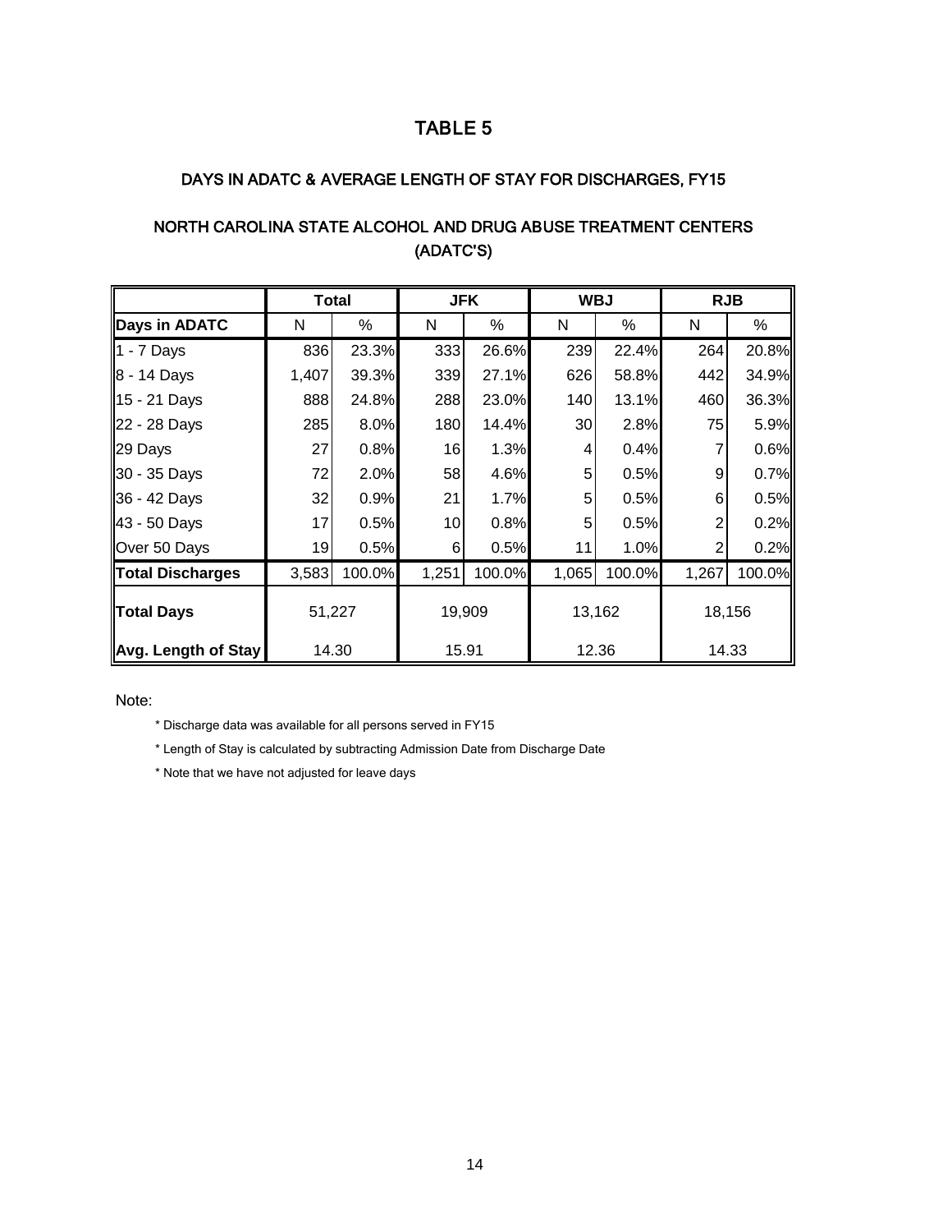# TABLE 5

## DAYS IN ADATC & AVERAGE LENGTH OF STAY FOR DISCHARGES, FY15

## NORTH CAROLINA STATE ALCOHOL AND DRUG ABUSE TREATMENT CENTERS (ADATC'S)

| | Total | | JFK | | WBJ | | RJB | |
|---|---|---|---|---|---|---|---|---|
| **Days in ADATC** | N | % | N | % | N | % | N | % |
| 1 - 7 Days | 836 | 23.3% | 333 | 26.6% | 239 | 22.4% | 264 | 20.8% |
| 8 - 14 Days | 1,407 | 39.3% | 339 | 27.1% | 626 | 58.8% | 442 | 34.9% |
| 15 - 21 Days | 888 | 24.8% | 288 | 23.0% | 140 | 13.1% | 460 | 36.3% |
| 22 - 28 Days | 285 | 8.0% | 180 | 14.4% | 30 | 2.8% | 75 | 5.9% |
| 29 Days | 27 | 0.8% | 16 | 1.3% | 4 | 0.4% | 7 | 0.6% |
| 30 - 35 Days | 72 | 2.0% | 58 | 4.6% | 5 | 0.5% | 9 | 0.7% |
| 36 - 42 Days | 32 | 0.9% | 21 | 1.7% | 5 | 0.5% | 6 | 0.5% |
| 43 - 50 Days | 17 | 0.5% | 10 | 0.8% | 5 | 0.5% | 2 | 0.2% |
| Over 50 Days | 19 | 0.5% | 6 | 0.5% | 11 | 1.0% | 2 | 0.2% |
| **Total Discharges** | 3,583 | 100.0% | 1,251 | 100.0% | 1,065 | 100.0% | 1,267 | 100.0% |
| **Total Days** | 51,227 | | 19,909 | | 13,162 | | 18,156 | |
| **Avg. Length of Stay** | 14.30 | | 15.91 | | 12.36 | | 14.33 | |

Note:

* Discharge data was available for all persons served in FY15

* Length of Stay is calculated by subtracting Admission Date from Discharge Date

* Note that we have not adjusted for leave days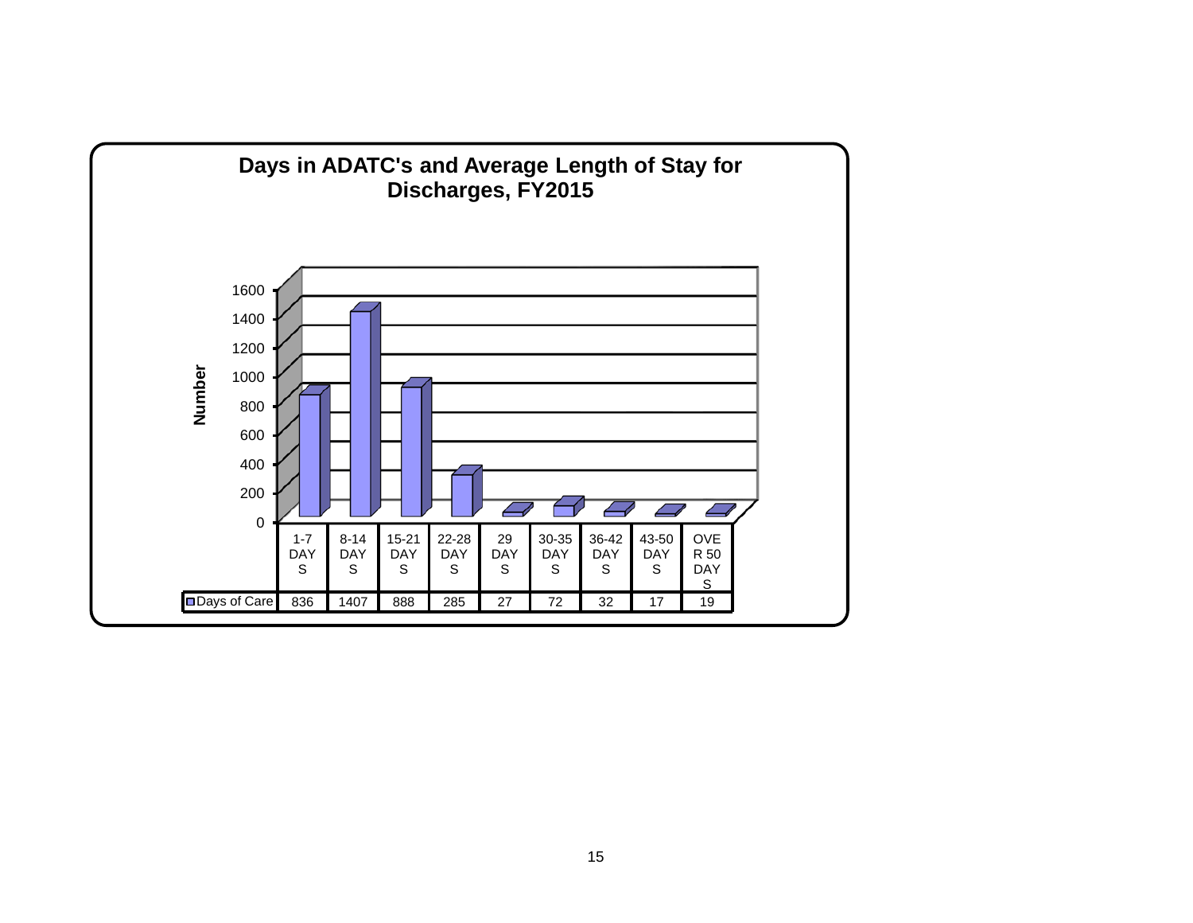## Days in ADATC's and Average Length of Stay for Discharges, FY2015

| | 1-7 DAYS | 8-14 DAYS | 15-21 DAYS | 22-28 DAYS | 29 DAYS | 30-35 DAYS | 36-42 DAYS | 43-50 DAYS | OVER 50 DAYS |
|---|---|---|---|---|---|---|---|---|---|
| Days of Care | 836 | 1407 | 888 | 285 | 27 | 72 | 32 | 17 | 19 |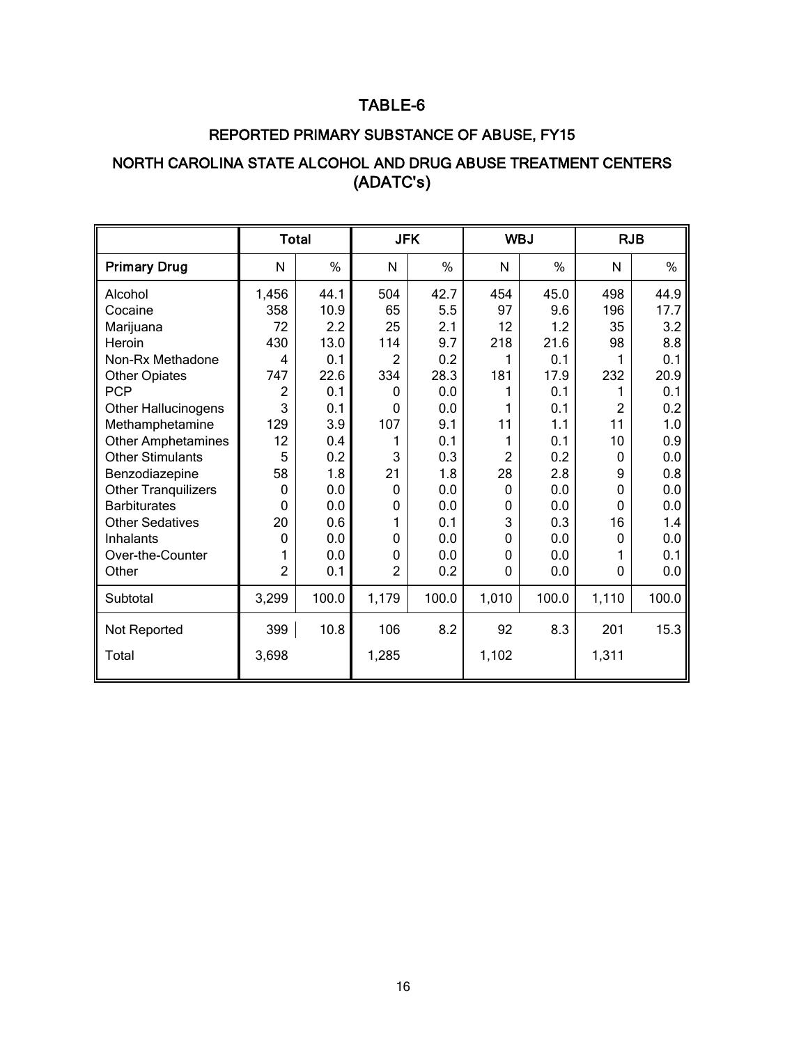# TABLE-6

## REPORTED PRIMARY SUBSTANCE OF ABUSE, FY15

## NORTH CAROLINA STATE ALCOHOL AND DRUG ABUSE TREATMENT CENTERS (ADATC's)

| | Total | | JFK | | WBJ | | RJB | |
|---|---|---|---|---|---|---|---|---|
| **Primary Drug** | N | % | N | % | N | % | N | % |
| Alcohol | 1,456 | 44.1 | 504 | 42.7 | 454 | 45.0 | 498 | 44.9 |
| Cocaine | 358 | 10.9 | 65 | 5.5 | 97 | 9.6 | 196 | 17.7 |
| Marijuana | 72 | 2.2 | 25 | 2.1 | 12 | 1.2 | 35 | 3.2 |
| Heroin | 430 | 13.0 | 114 | 9.7 | 218 | 21.6 | 98 | 8.8 |
| Non-Rx Methadone | 4 | 0.1 | 2 | 0.2 | 1 | 0.1 | 1 | 0.1 |
| Other Opiates | 747 | 22.6 | 334 | 28.3 | 181 | 17.9 | 232 | 20.9 |
| PCP | 2 | 0.1 | 0 | 0.0 | 1 | 0.1 | 1 | 0.1 |
| Other Hallucinogens | 3 | 0.1 | 0 | 0.0 | 1 | 0.1 | 2 | 0.2 |
| Methamphetamine | 129 | 3.9 | 107 | 9.1 | 11 | 1.1 | 11 | 1.0 |
| Other Amphetamines | 12 | 0.4 | 1 | 0.1 | 1 | 0.1 | 10 | 0.9 |
| Other Stimulants | 5 | 0.2 | 3 | 0.3 | 2 | 0.2 | 0 | 0.0 |
| Benzodiazepine | 58 | 1.8 | 21 | 1.8 | 28 | 2.8 | 9 | 0.8 |
| Other Tranquilizers | 0 | 0.0 | 0 | 0.0 | 0 | 0.0 | 0 | 0.0 |
| Barbiturates | 0 | 0.0 | 0 | 0.0 | 0 | 0.0 | 0 | 0.0 |
| Other Sedatives | 20 | 0.6 | 1 | 0.1 | 3 | 0.3 | 16 | 1.4 |
| Inhalants | 0 | 0.0 | 0 | 0.0 | 0 | 0.0 | 0 | 0.0 |
| Over-the-Counter | 1 | 0.0 | 0 | 0.0 | 0 | 0.0 | 1 | 0.1 |
| Other | 2 | 0.1 | 2 | 0.2 | 0 | 0.0 | 0 | 0.0 |
| Subtotal | 3,299 | 100.0 | 1,179 | 100.0 | 1,010 | 100.0 | 1,110 | 100.0 |
| Not Reported | 399 | 10.8 | 106 | 8.2 | 92 | 8.3 | 201 | 15.3 |
| Total | 3,698 | | 1,285 | | 1,102 | | 1,311 | |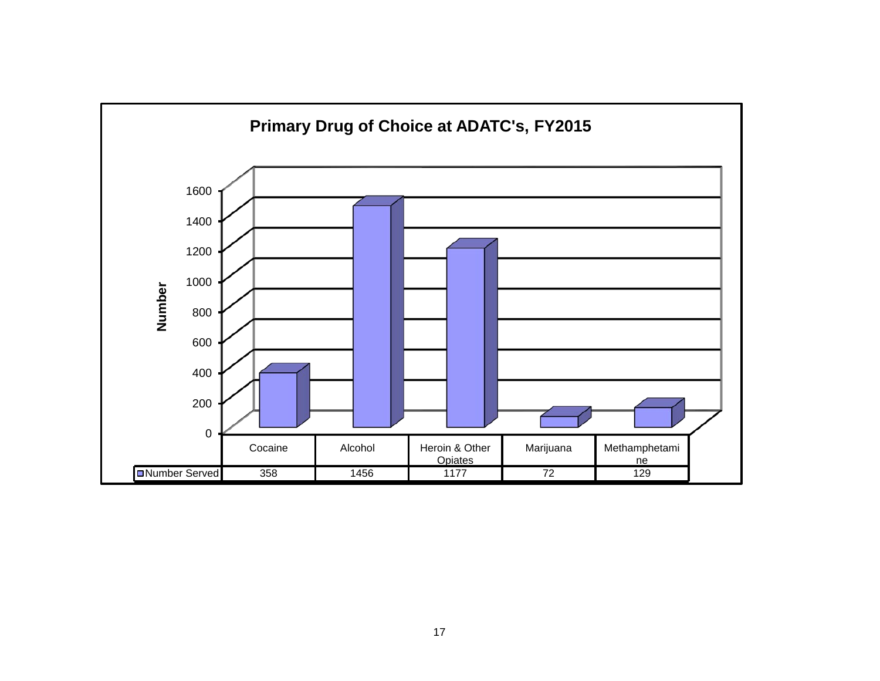**Primary Drug of Choice at ADATC's, FY2015**

Number

1600
1400
1200
1000
800
600
400
200
0

Cocaine
Alcohol
Heroin & Other Opiates
Marijuana
Methamphetamine

Number Served
358
1456
1177
72
129